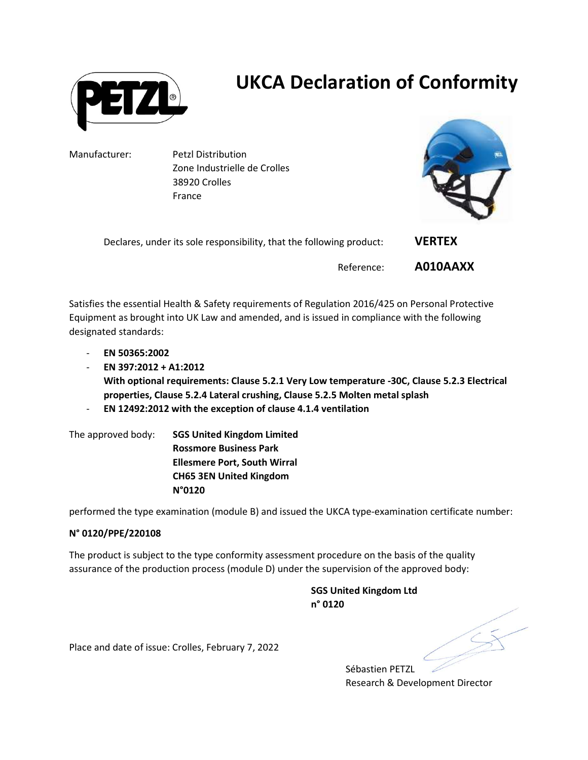# UKCA Declaration of Conformity

Manufacturer: Petzl Distribution
Zone Industrielle de Crolles
38920 Crolles
France

Declares, under its sole responsibility, that the following product: **VERTEX**

Reference: **A010AAXX**

Satisfies the essential Health & Safety requirements of Regulation 2016/425 on Personal Protective Equipment as brought into UK Law and amended, and is issued in compliance with the following designated standards:

- **EN 50365:2002**
- **EN 397:2012 + A1:2012**
  **With optional requirements: Clause 5.2.1 Very Low temperature -30C, Clause 5.2.3 Electrical properties, Clause 5.2.4 Lateral crushing, Clause 5.2.5 Molten metal splash**
- **EN 12492:2012 with the exception of clause 4.1.4 ventilation**

The approved body: **SGS United Kingdom Limited**
**Rossmore Business Park**
**Ellesmere Port, South Wirral**
**CH65 3EN United Kingdom**
**N°0120**

performed the type examination (module B) and issued the UKCA type-examination certificate number:

**N° 0120/PPE/220108**

The product is subject to the type conformity assessment procedure on the basis of the quality assurance of the production process (module D) under the supervision of the approved body:

**SGS United Kingdom Ltd**
**n° 0120**

Place and date of issue: Crolles, February 7, 2022

Sébastien PETZL
Research & Development Director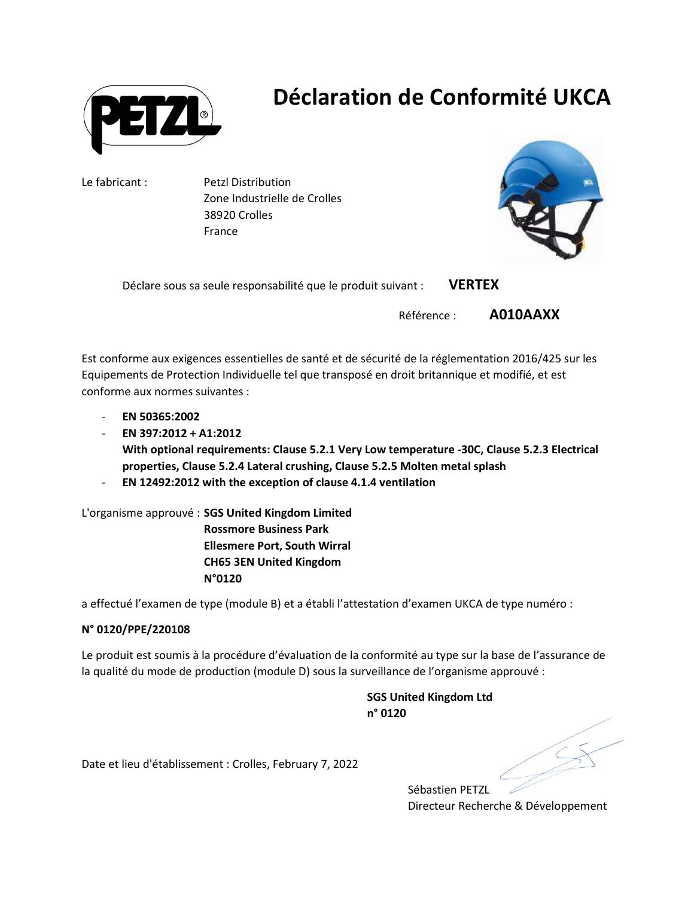# Déclaration de Conformité UKCA

Le fabricant : Petzl Distribution
Zone Industrielle de Crolles
38920 Crolles
France

Déclare sous sa seule responsabilité que le produit suivant : **VERTEX**

Référence : **A010AAXX**

Est conforme aux exigences essentielles de santé et de sécurité de la réglementation 2016/425 sur les Equipements de Protection Individuelle tel que transposé en droit britannique et modifié, et est conforme aux normes suivantes :

- **EN 50365:2002**
- **EN 397:2012 + A1:2012**
  **With optional requirements: Clause 5.2.1 Very Low temperature -30C, Clause 5.2.3 Electrical properties, Clause 5.2.4 Lateral crushing, Clause 5.2.5 Molten metal splash**
- **EN 12492:2012 with the exception of clause 4.1.4 ventilation**

L'organisme approuvé : **SGS United Kingdom Limited**
**Rossmore Business Park**
**Ellesmere Port, South Wirral**
**CH65 3EN United Kingdom**
**N°0120**

a effectué l'examen de type (module B) et a établi l'attestation d'examen UKCA de type numéro :

**N° 0120/PPE/220108**

Le produit est soumis à la procédure d'évaluation de la conformité au type sur la base de l'assurance de la qualité du mode de production (module D) sous la surveillance de l'organisme approuvé :

**SGS United Kingdom Ltd**
**n° 0120**

Date et lieu d'établissement : Crolles, February 7, 2022

Sébastien PETZL
Directeur Recherche & Développement